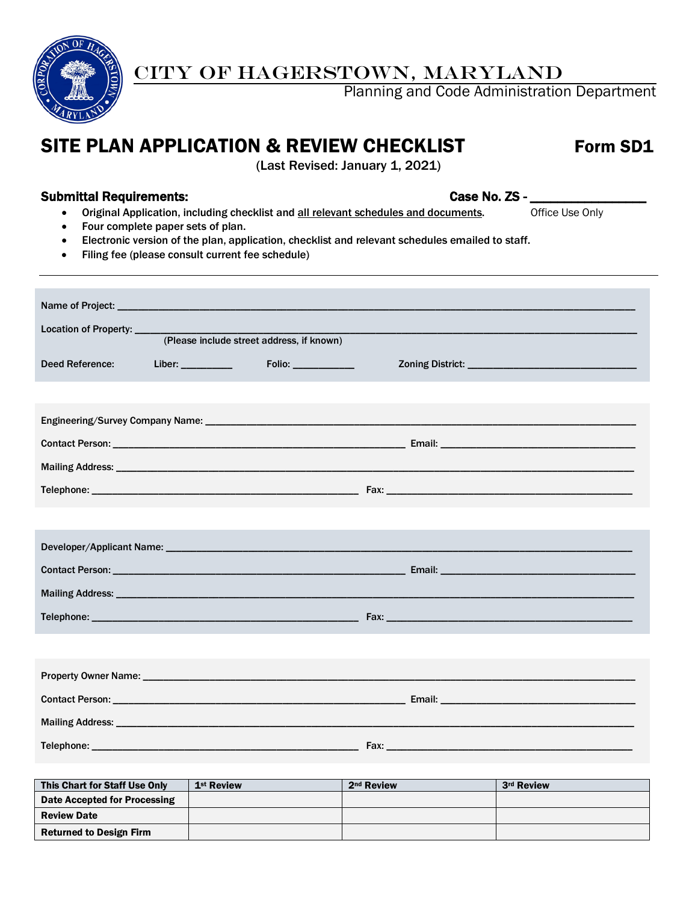# CITY OF HAGERSTOWN, MARYLAND

Planning and Code Administration Department

## SITE PLAN APPLICATION & REVIEW CHECKLIST

**Form SD1**

(Last Revised: January 1, 2021)

**Submittal Requirements:**

**Case No. ZS - ______________**
Office Use Only

- Original Application, including checklist and all relevant schedules and documents.
- Four complete paper sets of plan.
- Electronic version of the plan, application, checklist and relevant schedules emailed to staff.
- Filing fee (please consult current fee schedule)

---

Name of Project: ____________________________________________

Location of Property: ____________________________________________
(Please include street address, if known)

Deed Reference: Liber: __________ Folio: ____________ Zoning District: ______________________

Engineering/Survey Company Name: ____________________________________________

Contact Person: ______________________________ Email: ______________________________

Mailing Address: ____________________________________________

Telephone: ______________________________ Fax: ______________________________

Developer/Applicant Name: ____________________________________________

Contact Person: ______________________________ Email: ______________________________

Mailing Address: ____________________________________________

Telephone: ______________________________ Fax: ______________________________

Property Owner Name: ____________________________________________

Contact Person: ______________________________ Email: ______________________________

Mailing Address: ____________________________________________

Telephone: ______________________________ Fax: ______________________________

| This Chart for Staff Use Only | 1st Review | 2nd Review | 3rd Review |
|---|---|---|---|
| Date Accepted for Processing | | | |
| Review Date | | | |
| Returned to Design Firm | | | |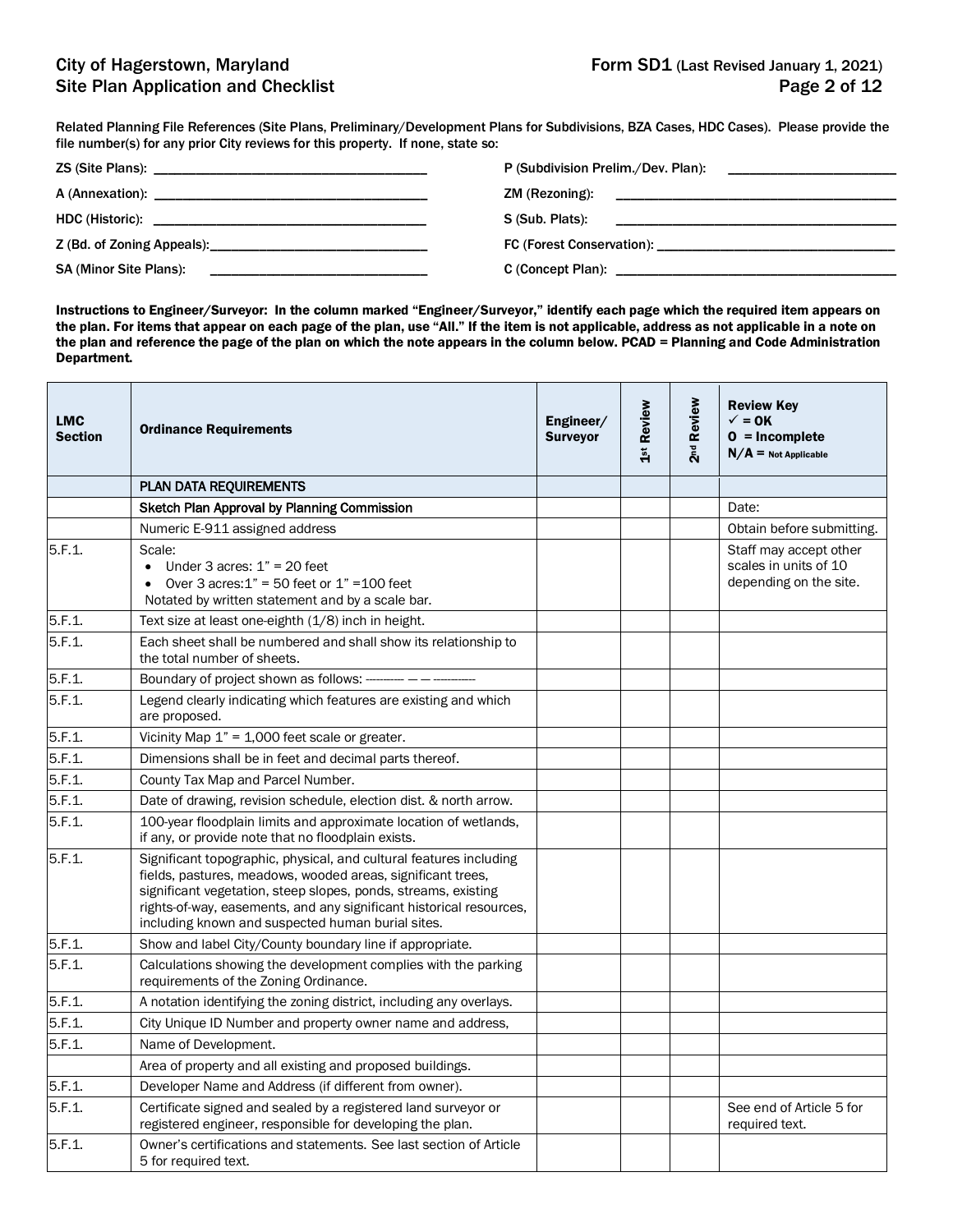Related Planning File References (Site Plans, Preliminary/Development Plans for Subdivisions, BZA Cases, HDC Cases). Please provide the file number(s) for any prior City reviews for this property. If none, state so:

ZS (Site Plans): ______________________________

P (Subdivision Prelim./Dev. Plan): ______________________________

A (Annexation): ______________________________

ZM (Rezoning): ______________________________

HDC (Historic): ______________________________

S (Sub. Plats): ______________________________

Z (Bd. of Zoning Appeals): ______________________________

FC (Forest Conservation): ______________________________

SA (Minor Site Plans): ______________________________

C (Concept Plan): ______________________________

**Instructions to Engineer/Surveyor: In the column marked "Engineer/Surveyor," identify each page which the required item appears on the plan. For items that appear on each page of the plan, use "All." If the item is not applicable, address as not applicable in a note on the plan and reference the page of the plan on which the note appears in the column below. PCAD = Planning and Code Administration Department.**

| LMC Section | Ordinance Requirements | Engineer/ Surveyor | 1st Review | 2nd Review | Review Key ✓ = OK O = Incomplete N/A = Not Applicable |
|---|---|---|---|---|---|
| | PLAN DATA REQUIREMENTS | | | | |
| | Sketch Plan Approval by Planning Commission | | | | Date: |
| | Numeric E-911 assigned address | | | | Obtain before submitting. |
| 5.F.1. | Scale:<br>• Under 3 acres: 1" = 20 feet<br>• Over 3 acres:1" = 50 feet or 1" =100 feet<br>Notated by written statement and by a scale bar. | | | | Staff may accept other scales in units of 10 depending on the site. |
| 5.F.1. | Text size at least one-eighth (1/8) inch in height. | | | | |
| 5.F.1. | Each sheet shall be numbered and shall show its relationship to the total number of sheets. | | | | |
| 5.F.1. | Boundary of project shown as follows: ———— — — ———— | | | | |
| 5.F.1. | Legend clearly indicating which features are existing and which are proposed. | | | | |
| 5.F.1. | Vicinity Map 1" = 1,000 feet scale or greater. | | | | |
| 5.F.1. | Dimensions shall be in feet and decimal parts thereof. | | | | |
| 5.F.1. | County Tax Map and Parcel Number. | | | | |
| 5.F.1. | Date of drawing, revision schedule, election dist. & north arrow. | | | | |
| 5.F.1. | 100-year floodplain limits and approximate location of wetlands, if any, or provide note that no floodplain exists. | | | | |
| 5.F.1. | Significant topographic, physical, and cultural features including fields, pastures, meadows, wooded areas, significant trees, significant vegetation, steep slopes, ponds, streams, existing rights-of-way, easements, and any significant historical resources, including known and suspected human burial sites. | | | | |
| 5.F.1. | Show and label City/County boundary line if appropriate. | | | | |
| 5.F.1. | Calculations showing the development complies with the parking requirements of the Zoning Ordinance. | | | | |
| 5.F.1. | A notation identifying the zoning district, including any overlays. | | | | |
| 5.F.1. | City Unique ID Number and property owner name and address, | | | | |
| 5.F.1. | Name of Development. | | | | |
| | Area of property and all existing and proposed buildings. | | | | |
| 5.F.1. | Developer Name and Address (if different from owner). | | | | |
| 5.F.1. | Certificate signed and sealed by a registered land surveyor or registered engineer, responsible for developing the plan. | | | | See end of Article 5 for required text. |
| 5.F.1. | Owner's certifications and statements. See last section of Article 5 for required text. | | | | |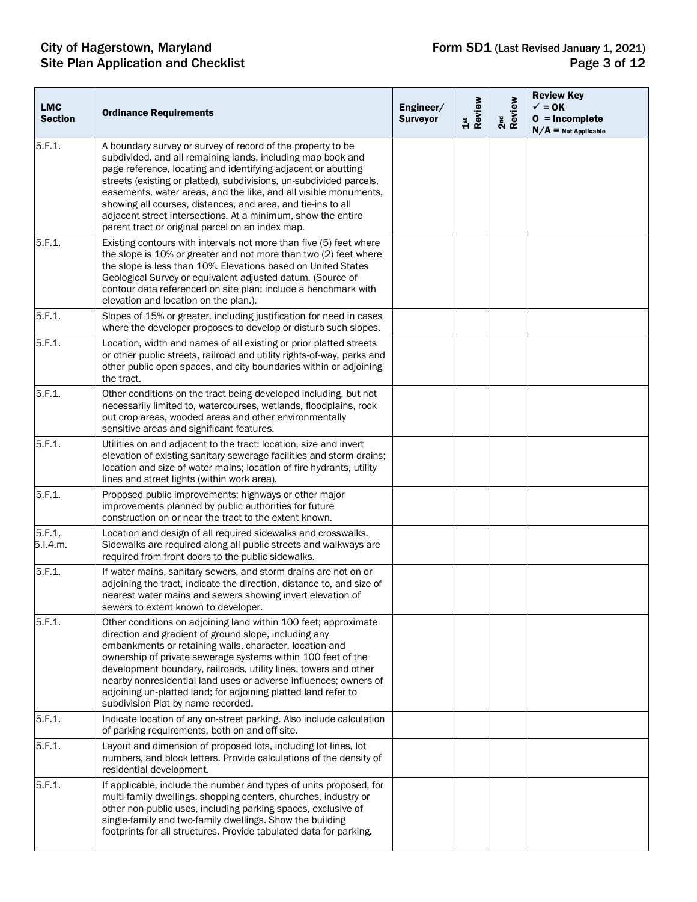| LMC Section | Ordinance Requirements | Engineer/ Surveyor | 1st Review | 2nd Review | Review Key ✓ = OK O = Incomplete N/A = Not Applicable |
|---|---|---|---|---|---|
| 5.F.1. | A boundary survey or survey of record of the property to be subdivided, and all remaining lands, including map book and page reference, locating and identifying adjacent or abutting streets (existing or platted), subdivisions, un-subdivided parcels, easements, water areas, and the like, and all visible monuments, showing all courses, distances, and area, and tie-ins to all adjacent street intersections. At a minimum, show the entire parent tract or original parcel on an index map. | | | | |
| 5.F.1. | Existing contours with intervals not more than five (5) feet where the slope is 10% or greater and not more than two (2) feet where the slope is less than 10%. Elevations based on United States Geological Survey or equivalent adjusted datum. (Source of contour data referenced on site plan; include a benchmark with elevation and location on the plan.). | | | | |
| 5.F.1. | Slopes of 15% or greater, including justification for need in cases where the developer proposes to develop or disturb such slopes. | | | | |
| 5.F.1. | Location, width and names of all existing or prior platted streets or other public streets, railroad and utility rights-of-way, parks and other public open spaces, and city boundaries within or adjoining the tract. | | | | |
| 5.F.1. | Other conditions on the tract being developed including, but not necessarily limited to, watercourses, wetlands, floodplains, rock out crop areas, wooded areas and other environmentally sensitive areas and significant features. | | | | |
| 5.F.1. | Utilities on and adjacent to the tract: location, size and invert elevation of existing sanitary sewerage facilities and storm drains; location and size of water mains; location of fire hydrants, utility lines and street lights (within work area). | | | | |
| 5.F.1. | Proposed public improvements; highways or other major improvements planned by public authorities for future construction on or near the tract to the extent known. | | | | |
| 5.F.1, 5.I.4.m. | Location and design of all required sidewalks and crosswalks. Sidewalks are required along all public streets and walkways are required from front doors to the public sidewalks. | | | | |
| 5.F.1. | If water mains, sanitary sewers, and storm drains are not on or adjoining the tract, indicate the direction, distance to, and size of nearest water mains and sewers showing invert elevation of sewers to extent known to developer. | | | | |
| 5.F.1. | Other conditions on adjoining land within 100 feet; approximate direction and gradient of ground slope, including any embankments or retaining walls, character, location and ownership of private sewerage systems within 100 feet of the development boundary, railroads, utility lines, towers and other nearby nonresidential land uses or adverse influences; owners of adjoining un-platted land; for adjoining platted land refer to subdivision Plat by name recorded. | | | | |
| 5.F.1. | Indicate location of any on-street parking. Also include calculation of parking requirements, both on and off site. | | | | |
| 5.F.1. | Layout and dimension of proposed lots, including lot lines, lot numbers, and block letters. Provide calculations of the density of residential development. | | | | |
| 5.F.1. | If applicable, include the number and types of units proposed, for multi-family dwellings, shopping centers, churches, industry or other non-public uses, including parking spaces, exclusive of single-family and two-family dwellings. Show the building footprints for all structures. Provide tabulated data for parking. | | | | |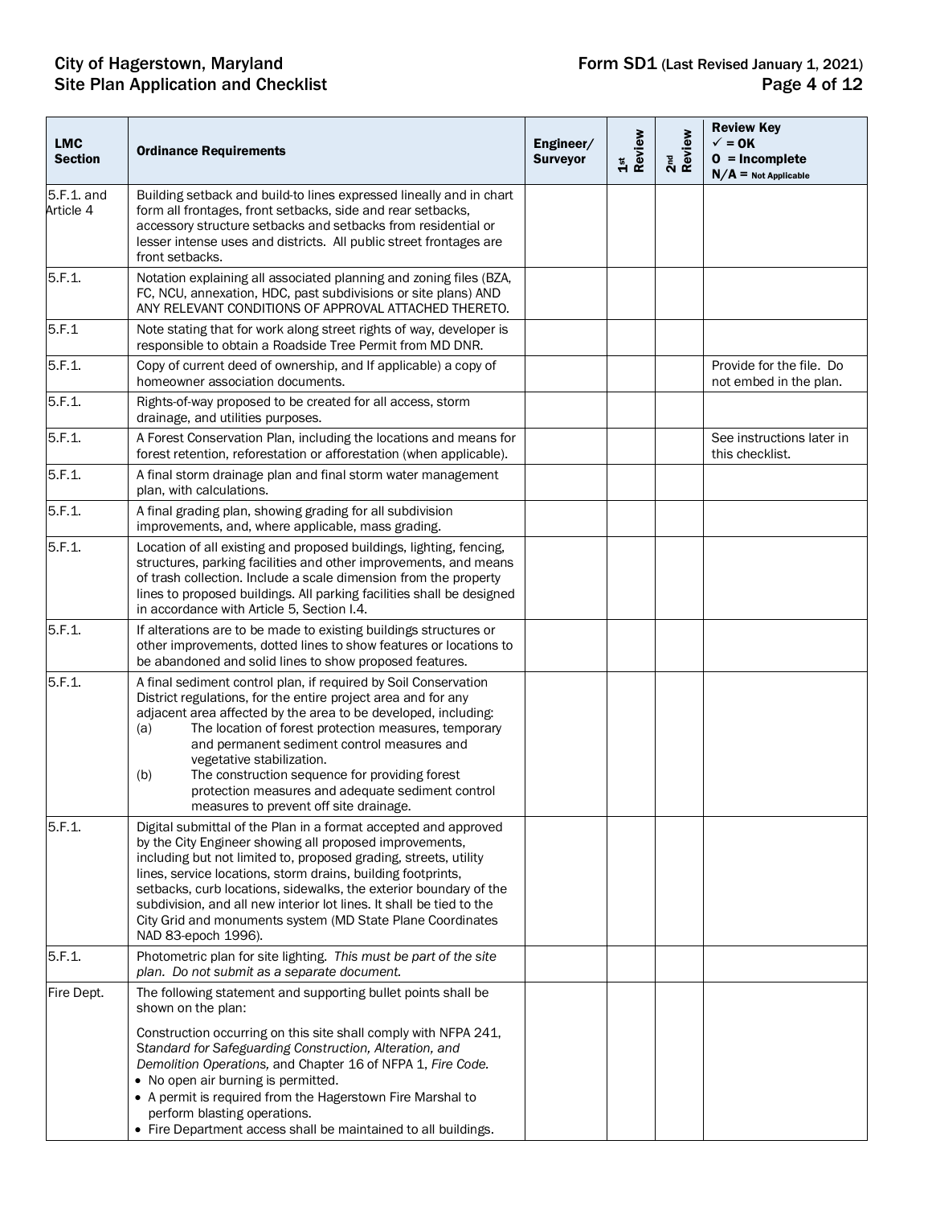| LMC Section | Ordinance Requirements | Engineer/ Surveyor | 1st Review | 2nd Review | Review Key ✓ = OK O = Incomplete N/A = Not Applicable |
|---|---|---|---|---|---|
| 5.F.1. and Article 4 | Building setback and build-to lines expressed lineally and in chart form all frontages, front setbacks, side and rear setbacks, accessory structure setbacks and setbacks from residential or lesser intense uses and districts. All public street frontages are front setbacks. | | | | |
| 5.F.1. | Notation explaining all associated planning and zoning files (BZA, FC, NCU, annexation, HDC, past subdivisions or site plans) AND ANY RELEVANT CONDITIONS OF APPROVAL ATTACHED THERETO. | | | | |
| 5.F.1 | Note stating that for work along street rights of way, developer is responsible to obtain a Roadside Tree Permit from MD DNR. | | | | |
| 5.F.1. | Copy of current deed of ownership, and If applicable) a copy of homeowner association documents. | | | | Provide for the file. Do not embed in the plan. |
| 5.F.1. | Rights-of-way proposed to be created for all access, storm drainage, and utilities purposes. | | | | |
| 5.F.1. | A Forest Conservation Plan, including the locations and means for forest retention, reforestation or afforestation (when applicable). | | | | See instructions later in this checklist. |
| 5.F.1. | A final storm drainage plan and final storm water management plan, with calculations. | | | | |
| 5.F.1. | A final grading plan, showing grading for all subdivision improvements, and, where applicable, mass grading. | | | | |
| 5.F.1. | Location of all existing and proposed buildings, lighting, fencing, structures, parking facilities and other improvements, and means of trash collection. Include a scale dimension from the property lines to proposed buildings. All parking facilities shall be designed in accordance with Article 5, Section I.4. | | | | |
| 5.F.1. | If alterations are to be made to existing buildings structures or other improvements, dotted lines to show features or locations to be abandoned and solid lines to show proposed features. | | | | |
| 5.F.1. | A final sediment control plan, if required by Soil Conservation District regulations, for the entire project area and for any adjacent area affected by the area to be developed, including:<br>(a) The location of forest protection measures, temporary and permanent sediment control measures and vegetative stabilization.<br>(b) The construction sequence for providing forest protection measures and adequate sediment control measures to prevent off site drainage. | | | | |
| 5.F.1. | Digital submittal of the Plan in a format accepted and approved by the City Engineer showing all proposed improvements, including but not limited to, proposed grading, streets, utility lines, service locations, storm drains, building footprints, setbacks, curb locations, sidewalks, the exterior boundary of the subdivision, and all new interior lot lines. It shall be tied to the City Grid and monuments system (MD State Plane Coordinates NAD 83-epoch 1996). | | | | |
| 5.F.1. | Photometric plan for site lighting. *This must be part of the site plan. Do not submit as a separate document.* | | | | |
| Fire Dept. | The following statement and supporting bullet points shall be shown on the plan:<br><br>Construction occurring on this site shall comply with NFPA 241, *Standard for Safeguarding Construction, Alteration, and Demolition Operations,* and Chapter 16 of NFPA 1, *Fire Code.*<br>• No open air burning is permitted.<br>• A permit is required from the Hagerstown Fire Marshal to perform blasting operations.<br>• Fire Department access shall be maintained to all buildings. | | | | |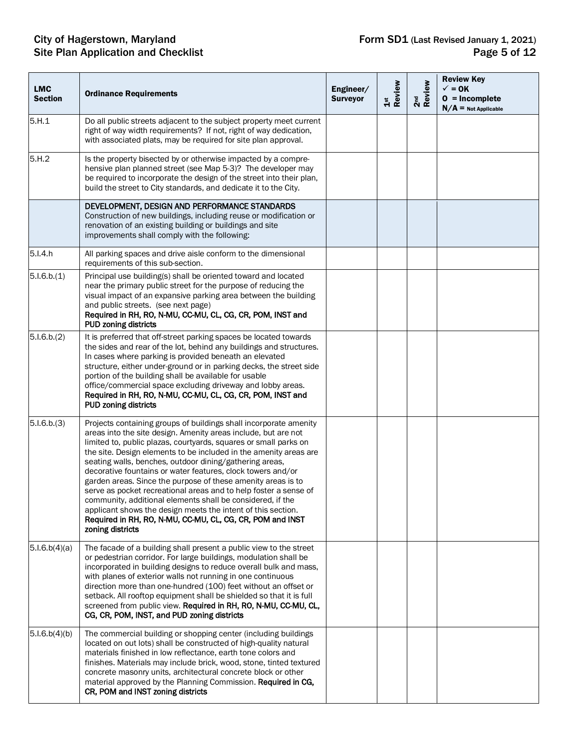| LMC Section | Ordinance Requirements | Engineer/ Surveyor | 1st Review | 2nd Review | Review Key ✓ = OK O = Incomplete N/A = Not Applicable |
|---|---|---|---|---|---|
| 5.H.1 | Do all public streets adjacent to the subject property meet current right of way width requirements? If not, right of way dedication, with associated plats, may be required for site plan approval. | | | | |
| 5.H.2 | Is the property bisected by or otherwise impacted by a comprehensive plan planned street (see Map 5-3)? The developer may be required to incorporate the design of the street into their plan, build the street to City standards, and dedicate it to the City. | | | | |
| | DEVELOPMENT, DESIGN AND PERFORMANCE STANDARDS Construction of new buildings, including reuse or modification or renovation of an existing building or buildings and site improvements shall comply with the following: | | | | |
| 5.I.4.h | All parking spaces and drive aisle conform to the dimensional requirements of this sub-section. | | | | |
| 5.I.6.b.(1) | Principal use building(s) shall be oriented toward and located near the primary public street for the purpose of reducing the visual impact of an expansive parking area between the building and public streets. (see next page) **Required in RH, RO, N-MU, CC-MU, CL, CG, CR, POM, INST and PUD zoning districts** | | | | |
| 5.I.6.b.(2) | It is preferred that off-street parking spaces be located towards the sides and rear of the lot, behind any buildings and structures. In cases where parking is provided beneath an elevated structure, either under-ground or in parking decks, the street side portion of the building shall be available for usable office/commercial space excluding driveway and lobby areas. **Required in RH, RO, N-MU, CC-MU, CL, CG, CR, POM, INST and PUD zoning districts** | | | | |
| 5.I.6.b.(3) | Projects containing groups of buildings shall incorporate amenity areas into the site design. Amenity areas include, but are not limited to, public plazas, courtyards, squares or small parks on the site. Design elements to be included in the amenity areas are seating walls, benches, outdoor dining/gathering areas, decorative fountains or water features, clock towers and/or garden areas. Since the purpose of these amenity areas is to serve as pocket recreational areas and to help foster a sense of community, additional elements shall be considered, if the applicant shows the design meets the intent of this section. **Required in RH, RO, N-MU, CC-MU, CL, CG, CR, POM and INST zoning districts** | | | | |
| 5.I.6.b(4)(a) | The facade of a building shall present a public view to the street or pedestrian corridor. For large buildings, modulation shall be incorporated in building designs to reduce overall bulk and mass, with planes of exterior walls not running in one continuous direction more than one-hundred (100) feet without an offset or setback. All rooftop equipment shall be shielded so that it is full screened from public view. **Required in RH, RO, N-MU, CC-MU, CL, CG, CR, POM, INST, and PUD zoning districts** | | | | |
| 5.I.6.b(4)(b) | The commercial building or shopping center (including buildings located on out lots) shall be constructed of high-quality natural materials finished in low reflectance, earth tone colors and finishes. Materials may include brick, wood, stone, tinted textured concrete masonry units, architectural concrete block or other material approved by the Planning Commission. **Required in CG, CR, POM and INST zoning districts** | | | | |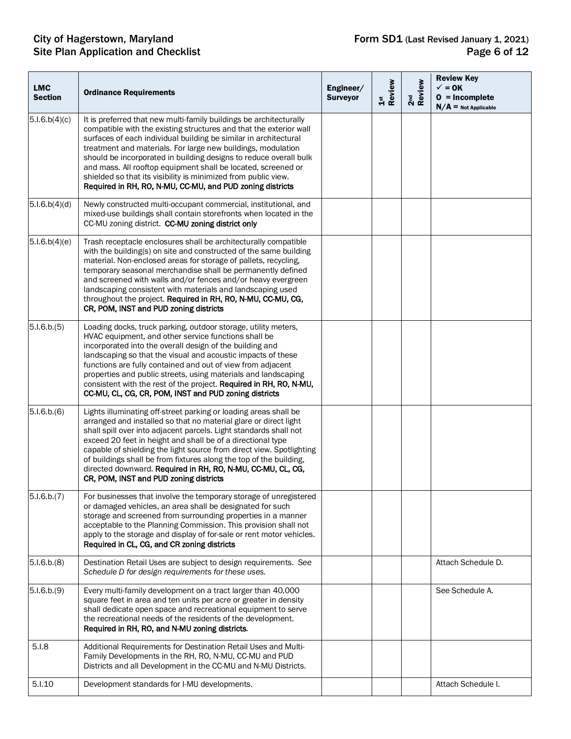| LMC Section | Ordinance Requirements | Engineer/ Surveyor | 1st Review | 2nd Review | Review Key ✓ = OK O = Incomplete N/A = Not Applicable |
|---|---|---|---|---|---|
| 5.I.6.b(4)(c) | It is preferred that new multi-family buildings be architecturally compatible with the existing structures and that the exterior wall surfaces of each individual building be similar in architectural treatment and materials. For large new buildings, modulation should be incorporated in building designs to reduce overall bulk and mass. All rooftop equipment shall be located, screened or shielded so that its visibility is minimized from public view. **Required in RH, RO, N-MU, CC-MU, and PUD zoning districts** | | | | |
| 5.I.6.b(4)(d) | Newly constructed multi-occupant commercial, institutional, and mixed-use buildings shall contain storefronts when located in the CC-MU zoning district. **CC-MU zoning district only** | | | | |
| 5.I.6.b(4)(e) | Trash receptacle enclosures shall be architecturally compatible with the building(s) on site and constructed of the same building material. Non-enclosed areas for storage of pallets, recycling, temporary seasonal merchandise shall be permanently defined and screened with walls and/or fences and/or heavy evergreen landscaping consistent with materials and landscaping used throughout the project. **Required in RH, RO, N-MU, CC-MU, CG, CR, POM, INST and PUD zoning districts** | | | | |
| 5.I.6.b.(5) | Loading docks, truck parking, outdoor storage, utility meters, HVAC equipment, and other service functions shall be incorporated into the overall design of the building and landscaping so that the visual and acoustic impacts of these functions are fully contained and out of view from adjacent properties and public streets, using materials and landscaping consistent with the rest of the project. **Required in RH, RO, N-MU, CC-MU, CL, CG, CR, POM, INST and PUD zoning districts** | | | | |
| 5.I.6.b.(6) | Lights illuminating off-street parking or loading areas shall be arranged and installed so that no material glare or direct light shall spill over into adjacent parcels. Light standards shall not exceed 20 feet in height and shall be of a directional type capable of shielding the light source from direct view. Spotlighting of buildings shall be from fixtures along the top of the building, directed downward. **Required in RH, RO, N-MU, CC-MU, CL, CG, CR, POM, INST and PUD zoning districts** | | | | |
| 5.I.6.b.(7) | For businesses that involve the temporary storage of unregistered or damaged vehicles, an area shall be designated for such storage and screened from surrounding properties in a manner acceptable to the Planning Commission. This provision shall not apply to the storage and display of for-sale or rent motor vehicles. **Required in CL, CG, and CR zoning districts** | | | | |
| 5.I.6.b.(8) | Destination Retail Uses are subject to design requirements. *See Schedule D for design requirements for these uses.* | | | | Attach Schedule D. |
| 5.I.6.b.(9) | Every multi-family development on a tract larger than 40,000 square feet in area and ten units per acre or greater in density shall dedicate open space and recreational equipment to serve the recreational needs of the residents of the development. **Required in RH, RO, and N-MU zoning districts**. | | | | See Schedule A. |
| 5.I.8 | Additional Requirements for Destination Retail Uses and Multi-Family Developments in the RH, RO, N-MU, CC-MU and PUD Districts and all Development in the CC-MU and N-MU Districts. | | | | |
| 5.I.10 | Development standards for I-MU developments. | | | | Attach Schedule I. |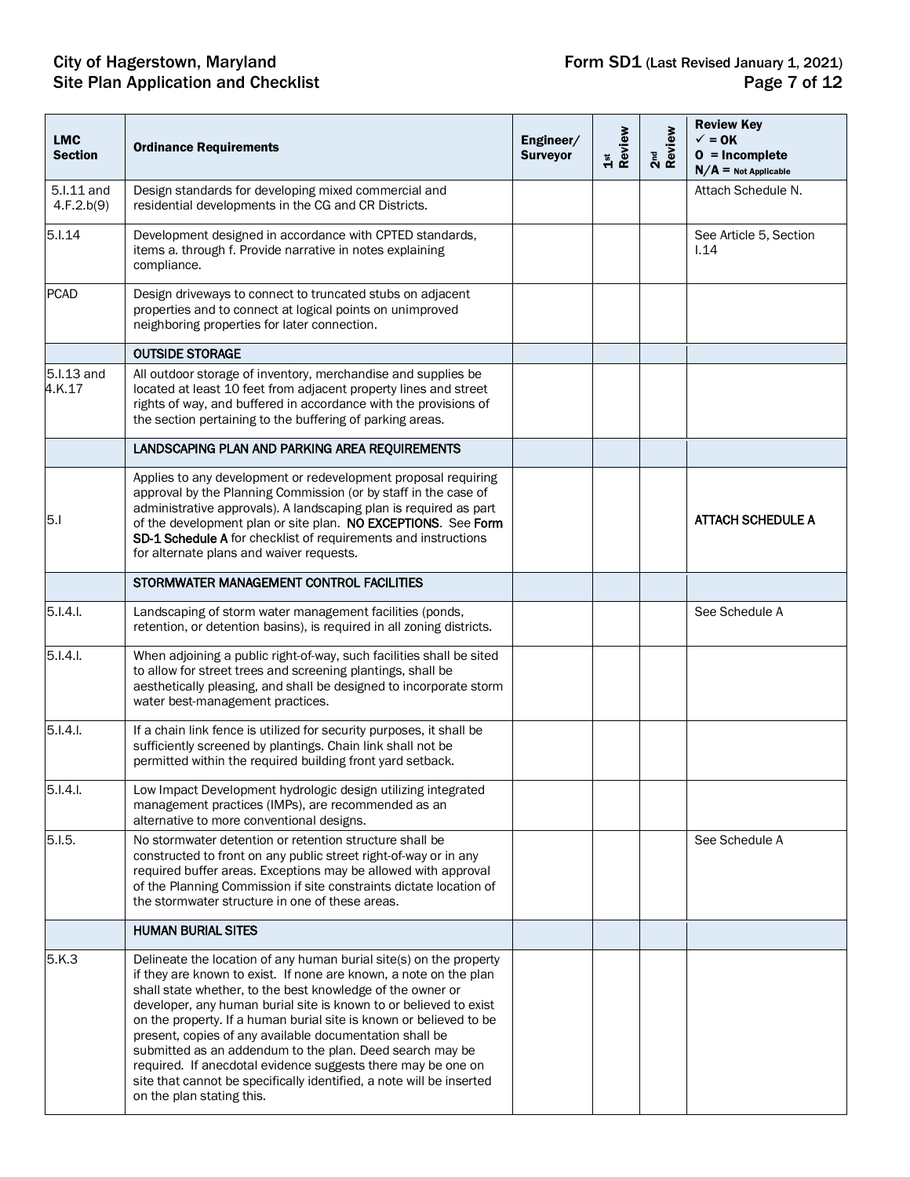| LMC Section | Ordinance Requirements | Engineer/ Surveyor | 1st Review | 2nd Review | Review Key ✓ = OK O = Incomplete N/A = Not Applicable |
|---|---|---|---|---|---|
| 5.I.11 and 4.F.2.b(9) | Design standards for developing mixed commercial and residential developments in the CG and CR Districts. | | | | Attach Schedule N. |
| 5.I.14 | Development designed in accordance with CPTED standards, items a. through f. Provide narrative in notes explaining compliance. | | | | See Article 5, Section I.14 |
| PCAD | Design driveways to connect to truncated stubs on adjacent properties and to connect at logical points on unimproved neighboring properties for later connection. | | | | |
| | OUTSIDE STORAGE | | | | |
| 5.I.13 and 4.K.17 | All outdoor storage of inventory, merchandise and supplies be located at least 10 feet from adjacent property lines and street rights of way, and buffered in accordance with the provisions of the section pertaining to the buffering of parking areas. | | | | |
| | LANDSCAPING PLAN AND PARKING AREA REQUIREMENTS | | | | |
| 5.I | Applies to any development or redevelopment proposal requiring approval by the Planning Commission (or by staff in the case of administrative approvals). A landscaping plan is required as part of the development plan or site plan. **NO EXCEPTIONS**. See **Form SD-1 Schedule A** for checklist of requirements and instructions for alternate plans and waiver requests. | | | | **ATTACH SCHEDULE A** |
| | STORMWATER MANAGEMENT CONTROL FACILITIES | | | | |
| 5.I.4.I. | Landscaping of storm water management facilities (ponds, retention, or detention basins), is required in all zoning districts. | | | | See Schedule A |
| 5.I.4.I. | When adjoining a public right-of-way, such facilities shall be sited to allow for street trees and screening plantings, shall be aesthetically pleasing, and shall be designed to incorporate storm water best-management practices. | | | | |
| 5.I.4.I. | If a chain link fence is utilized for security purposes, it shall be sufficiently screened by plantings. Chain link shall not be permitted within the required building front yard setback. | | | | |
| 5.I.4.I. | Low Impact Development hydrologic design utilizing integrated management practices (IMPs), are recommended as an alternative to more conventional designs. | | | | |
| 5.I.5. | No stormwater detention or retention structure shall be constructed to front on any public street right-of-way or in any required buffer areas. Exceptions may be allowed with approval of the Planning Commission if site constraints dictate location of the stormwater structure in one of these areas. | | | | See Schedule A |
| | HUMAN BURIAL SITES | | | | |
| 5.K.3 | Delineate the location of any human burial site(s) on the property if they are known to exist. If none are known, a note on the plan shall state whether, to the best knowledge of the owner or developer, any human burial site is known to or believed to exist on the property. If a human burial site is known or believed to be present, copies of any available documentation shall be submitted as an addendum to the plan. Deed search may be required. If anecdotal evidence suggests there may be one on site that cannot be specifically identified, a note will be inserted on the plan stating this. | | | | |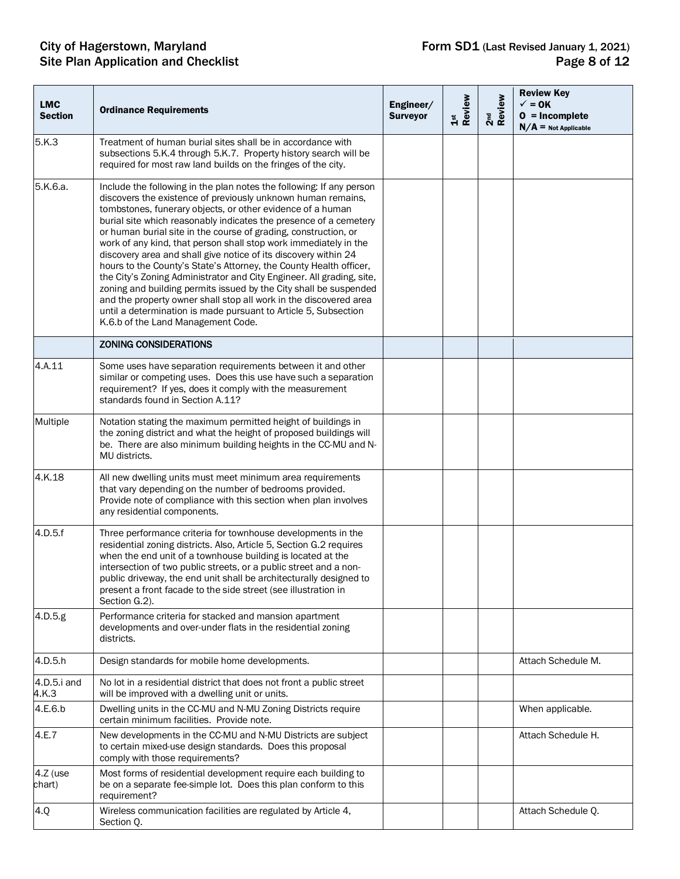| LMC Section | Ordinance Requirements | Engineer/ Surveyor | 1st Review | 2nd Review | Review Key ✓ = OK O = Incomplete N/A = Not Applicable |
|---|---|---|---|---|---|
| 5.K.3 | Treatment of human burial sites shall be in accordance with subsections 5.K.4 through 5.K.7. Property history search will be required for most raw land builds on the fringes of the city. | | | | |
| 5.K.6.a. | Include the following in the plan notes the following: If any person discovers the existence of previously unknown human remains, tombstones, funerary objects, or other evidence of a human burial site which reasonably indicates the presence of a cemetery or human burial site in the course of grading, construction, or work of any kind, that person shall stop work immediately in the discovery area and shall give notice of its discovery within 24 hours to the County's State's Attorney, the County Health officer, the City's Zoning Administrator and City Engineer. All grading, site, zoning and building permits issued by the City shall be suspended and the property owner shall stop all work in the discovered area until a determination is made pursuant to Article 5, Subsection K.6.b of the Land Management Code. | | | | |
| | ZONING CONSIDERATIONS | | | | |
| 4.A.11 | Some uses have separation requirements between it and other similar or competing uses. Does this use have such a separation requirement? If yes, does it comply with the measurement standards found in Section A.11? | | | | |
| Multiple | Notation stating the maximum permitted height of buildings in the zoning district and what the height of proposed buildings will be. There are also minimum building heights in the CC-MU and N-MU districts. | | | | |
| 4.K.18 | All new dwelling units must meet minimum area requirements that vary depending on the number of bedrooms provided. Provide note of compliance with this section when plan involves any residential components. | | | | |
| 4.D.5.f | Three performance criteria for townhouse developments in the residential zoning districts. Also, Article 5, Section G.2 requires when the end unit of a townhouse building is located at the intersection of two public streets, or a public street and a non-public driveway, the end unit shall be architecturally designed to present a front facade to the side street (see illustration in Section G.2). | | | | |
| 4.D.5.g | Performance criteria for stacked and mansion apartment developments and over-under flats in the residential zoning districts. | | | | |
| 4.D.5.h | Design standards for mobile home developments. | | | | Attach Schedule M. |
| 4.D.5.i and 4.K.3 | No lot in a residential district that does not front a public street will be improved with a dwelling unit or units. | | | | |
| 4.E.6.b | Dwelling units in the CC-MU and N-MU Zoning Districts require certain minimum facilities. Provide note. | | | | When applicable. |
| 4.E.7 | New developments in the CC-MU and N-MU Districts are subject to certain mixed-use design standards. Does this proposal comply with those requirements? | | | | Attach Schedule H. |
| 4.Z (use chart) | Most forms of residential development require each building to be on a separate fee-simple lot. Does this plan conform to this requirement? | | | | |
| 4.Q | Wireless communication facilities are regulated by Article 4, Section Q. | | | | Attach Schedule Q. |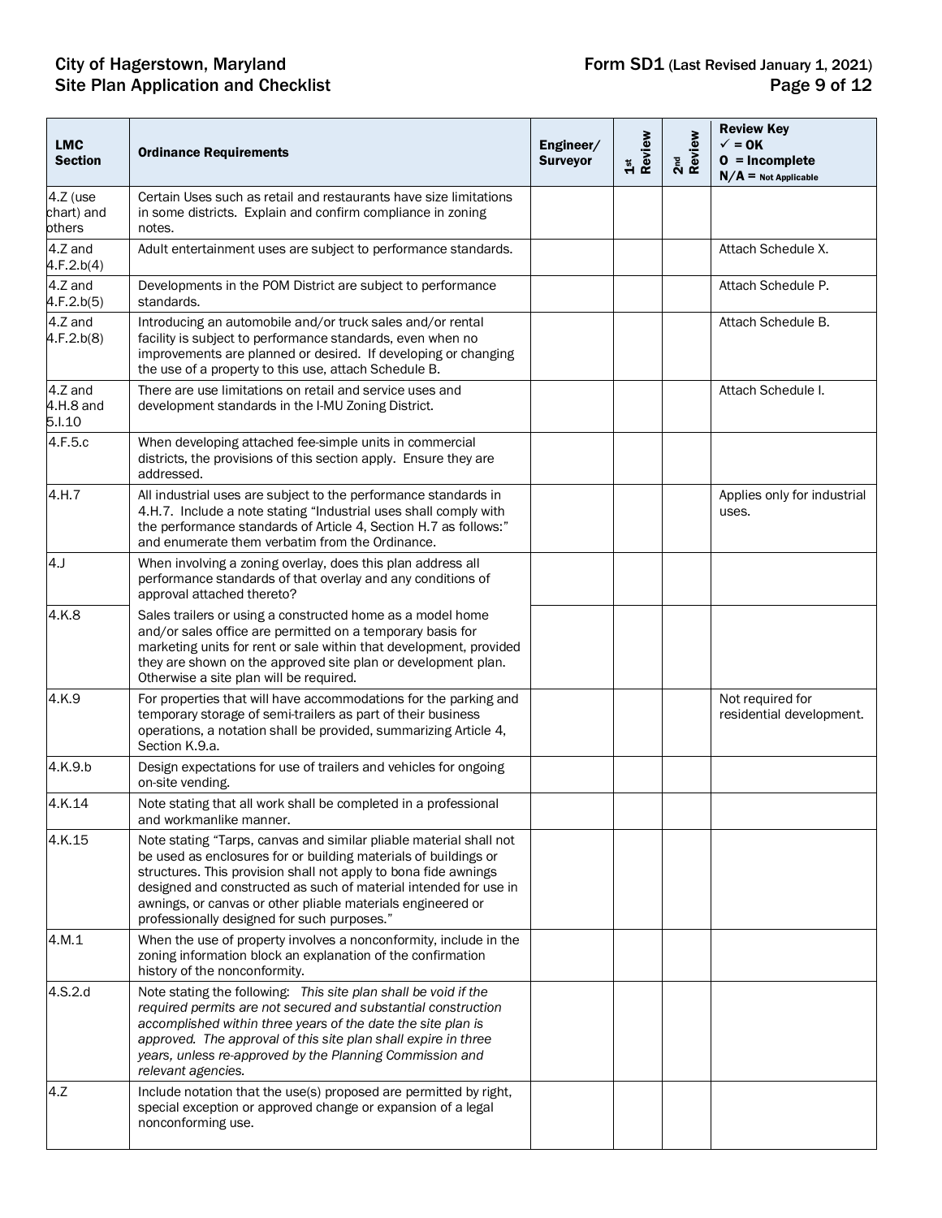| LMC Section | Ordinance Requirements | Engineer/ Surveyor | 1st Review | 2nd Review | Review Key ✓ = OK O = Incomplete N/A = Not Applicable |
|---|---|---|---|---|---|
| 4.Z (use chart) and others | Certain Uses such as retail and restaurants have size limitations in some districts. Explain and confirm compliance in zoning notes. | | | | |
| 4.Z and 4.F.2.b(4) | Adult entertainment uses are subject to performance standards. | | | | Attach Schedule X. |
| 4.Z and 4.F.2.b(5) | Developments in the POM District are subject to performance standards. | | | | Attach Schedule P. |
| 4.Z and 4.F.2.b(8) | Introducing an automobile and/or truck sales and/or rental facility is subject to performance standards, even when no improvements are planned or desired. If developing or changing the use of a property to this use, attach Schedule B. | | | | Attach Schedule B. |
| 4.Z and 4.H.8 and 5.I.10 | There are use limitations on retail and service uses and development standards in the I-MU Zoning District. | | | | Attach Schedule I. |
| 4.F.5.c | When developing attached fee-simple units in commercial districts, the provisions of this section apply. Ensure they are addressed. | | | | |
| 4.H.7 | All industrial uses are subject to the performance standards in 4.H.7. Include a note stating "Industrial uses shall comply with the performance standards of Article 4, Section H.7 as follows:" and enumerate them verbatim from the Ordinance. | | | | Applies only for industrial uses. |
| 4.J | When involving a zoning overlay, does this plan address all performance standards of that overlay and any conditions of approval attached thereto? | | | | |
| 4.K.8 | Sales trailers or using a constructed home as a model home and/or sales office are permitted on a temporary basis for marketing units for rent or sale within that development, provided they are shown on the approved site plan or development plan. Otherwise a site plan will be required. | | | | |
| 4.K.9 | For properties that will have accommodations for the parking and temporary storage of semi-trailers as part of their business operations, a notation shall be provided, summarizing Article 4, Section K.9.a. | | | | Not required for residential development. |
| 4.K.9.b | Design expectations for use of trailers and vehicles for ongoing on-site vending. | | | | |
| 4.K.14 | Note stating that all work shall be completed in a professional and workmanlike manner. | | | | |
| 4.K.15 | Note stating "Tarps, canvas and similar pliable material shall not be used as enclosures for or building materials of buildings or structures. This provision shall not apply to bona fide awnings designed and constructed as such of material intended for use in awnings, or canvas or other pliable materials engineered or professionally designed for such purposes." | | | | |
| 4.M.1 | When the use of property involves a nonconformity, include in the zoning information block an explanation of the confirmation history of the nonconformity. | | | | |
| 4.S.2.d | Note stating the following: *This site plan shall be void if the required permits are not secured and substantial construction accomplished within three years of the date the site plan is approved. The approval of this site plan shall expire in three years, unless re-approved by the Planning Commission and relevant agencies.* | | | | |
| 4.Z | Include notation that the use(s) proposed are permitted by right, special exception or approved change or expansion of a legal nonconforming use. | | | | |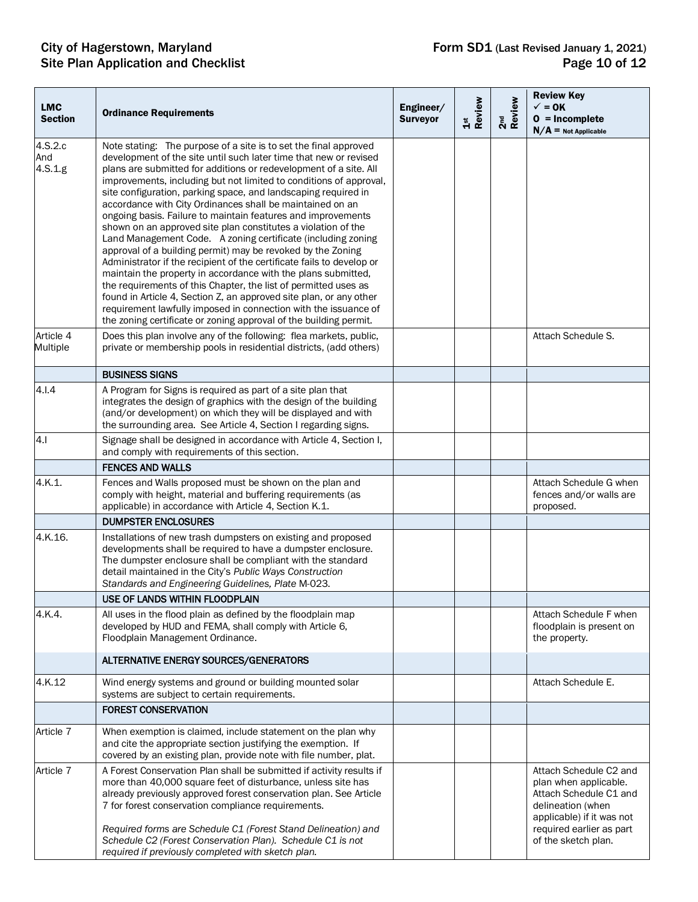| LMC Section | Ordinance Requirements | Engineer/ Surveyor | 1st Review | 2nd Review | Review Key ✓ = OK O = Incomplete N/A = Not Applicable |
|---|---|---|---|---|---|
| 4.S.2.c And 4.S.1.g | Note stating: The purpose of a site is to set the final approved development of the site until such later time that new or revised plans are submitted for additions or redevelopment of a site. All improvements, including but not limited to conditions of approval, site configuration, parking space, and landscaping required in accordance with City Ordinances shall be maintained on an ongoing basis. Failure to maintain features and improvements shown on an approved site plan constitutes a violation of the Land Management Code. A zoning certificate (including zoning approval of a building permit) may be revoked by the Zoning Administrator if the recipient of the certificate fails to develop or maintain the property in accordance with the plans submitted, the requirements of this Chapter, the list of permitted uses as found in Article 4, Section Z, an approved site plan, or any other requirement lawfully imposed in connection with the issuance of the zoning certificate or zoning approval of the building permit. | | | | |
| Article 4 Multiple | Does this plan involve any of the following: flea markets, public, private or membership pools in residential districts, (add others) | | | | Attach Schedule S. |
| | **BUSINESS SIGNS** | | | | |
| 4.I.4 | A Program for Signs is required as part of a site plan that integrates the design of graphics with the design of the building (and/or development) on which they will be displayed and with the surrounding area. See Article 4, Section I regarding signs. | | | | |
| 4.I | Signage shall be designed in accordance with Article 4, Section I, and comply with requirements of this section. | | | | |
| | **FENCES AND WALLS** | | | | |
| 4.K.1. | Fences and Walls proposed must be shown on the plan and comply with height, material and buffering requirements (as applicable) in accordance with Article 4, Section K.1. | | | | Attach Schedule G when fences and/or walls are proposed. |
| | **DUMPSTER ENCLOSURES** | | | | |
| 4.K.16. | Installations of new trash dumpsters on existing and proposed developments shall be required to have a dumpster enclosure. The dumpster enclosure shall be compliant with the standard detail maintained in the City's *Public Ways Construction Standards and Engineering Guidelines, Plate* M-023. | | | | |
| | **USE OF LANDS WITHIN FLOODPLAIN** | | | | |
| 4.K.4. | All uses in the flood plain as defined by the floodplain map developed by HUD and FEMA, shall comply with Article 6, Floodplain Management Ordinance. | | | | Attach Schedule F when floodplain is present on the property. |
| | **ALTERNATIVE ENERGY SOURCES/GENERATORS** | | | | |
| 4.K.12 | Wind energy systems and ground or building mounted solar systems are subject to certain requirements. | | | | Attach Schedule E. |
| | **FOREST CONSERVATION** | | | | |
| Article 7 | When exemption is claimed, include statement on the plan why and cite the appropriate section justifying the exemption. If covered by an existing plan, provide note with file number, plat. | | | | |
| Article 7 | A Forest Conservation Plan shall be submitted if activity results if more than 40,000 square feet of disturbance, unless site has already previously approved forest conservation plan. See Article 7 for forest conservation compliance requirements.<br><br>*Required forms are Schedule C1 (Forest Stand Delineation) and Schedule C2 (Forest Conservation Plan). Schedule C1 is not required if previously completed with sketch plan.* | | | | Attach Schedule C2 and plan when applicable. Attach Schedule C1 and delineation (when applicable) if it was not required earlier as part of the sketch plan. |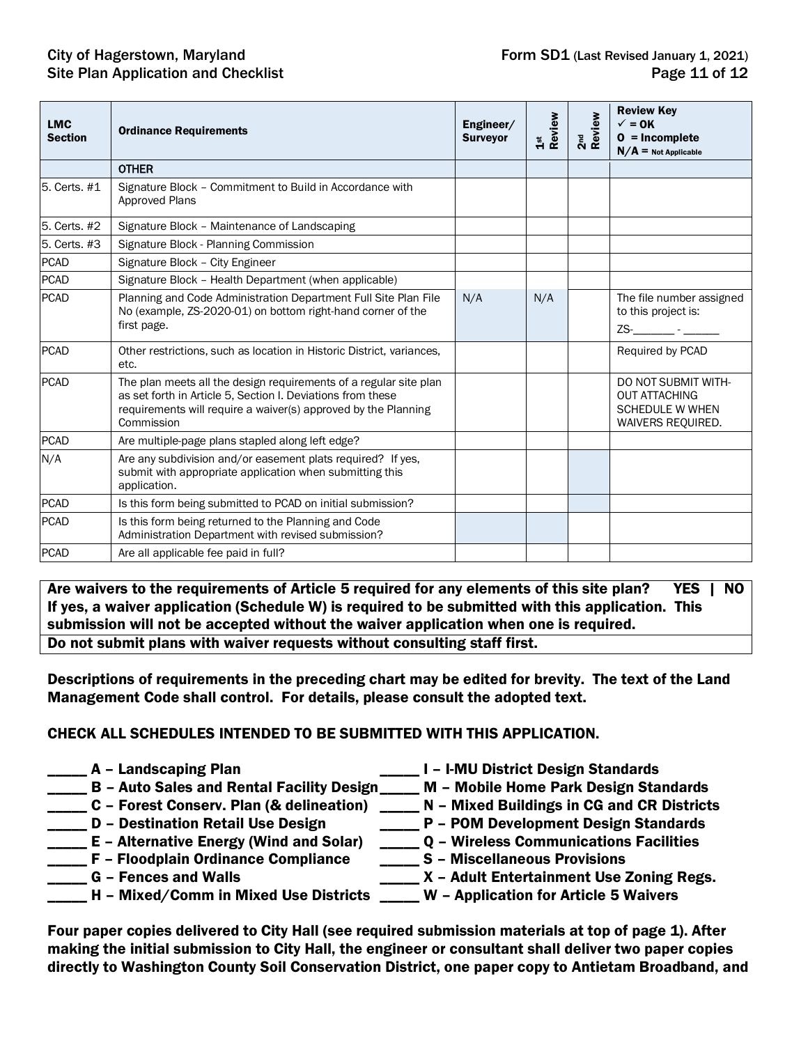| LMC Section | Ordinance Requirements | Engineer/ Surveyor | 1st Review | 2nd Review | Review Key ✓ = OK O = Incomplete N/A = Not Applicable |
|---|---|---|---|---|---|
| | OTHER | | | | |
| 5. Certs. #1 | Signature Block – Commitment to Build in Accordance with Approved Plans | | | | |
| 5. Certs. #2 | Signature Block – Maintenance of Landscaping | | | | |
| 5. Certs. #3 | Signature Block - Planning Commission | | | | |
| PCAD | Signature Block – City Engineer | | | | |
| PCAD | Signature Block – Health Department (when applicable) | | | | |
| PCAD | Planning and Code Administration Department Full Site Plan File No (example, ZS-2020-01) on bottom right-hand corner of the first page. | N/A | N/A | | The file number assigned to this project is: ZS-_______ - ______ |
| PCAD | Other restrictions, such as location in Historic District, variances, etc. | | | | Required by PCAD |
| PCAD | The plan meets all the design requirements of a regular site plan as set forth in Article 5, Section I. Deviations from these requirements will require a waiver(s) approved by the Planning Commission | | | | DO NOT SUBMIT WITHOUT ATTACHING SCHEDULE W WHEN WAIVERS REQUIRED. |
| PCAD | Are multiple-page plans stapled along left edge? | | | | |
| N/A | Are any subdivision and/or easement plats required? If yes, submit with appropriate application when submitting this application. | | | | |
| PCAD | Is this form being submitted to PCAD on initial submission? | | | | |
| PCAD | Is this form being returned to the Planning and Code Administration Department with revised submission? | | | | |
| PCAD | Are all applicable fee paid in full? | | | | |

**Are waivers to the requirements of Article 5 required for any elements of this site plan? YES | NO**
**If yes, a waiver application (Schedule W) is required to be submitted with this application. This submission will not be accepted without the waiver application when one is required.**
**Do not submit plans with waiver requests without consulting staff first.**

**Descriptions of requirements in the preceding chart may be edited for brevity. The text of the Land Management Code shall control. For details, please consult the adopted text.**

**CHECK ALL SCHEDULES INTENDED TO BE SUBMITTED WITH THIS APPLICATION.**

- _____ **A – Landscaping Plan**
- _____ **B – Auto Sales and Rental Facility Design**
- _____ **C – Forest Conserv. Plan (& delineation)**
- _____ **D – Destination Retail Use Design**
- _____ **E – Alternative Energy (Wind and Solar)**
- _____ **F – Floodplain Ordinance Compliance**
- _____ **G – Fences and Walls**
- _____ **H – Mixed/Comm in Mixed Use Districts**
- _____ **I – I-MU District Design Standards**
- _____ **M – Mobile Home Park Design Standards**
- _____ **N – Mixed Buildings in CG and CR Districts**
- _____ **P – POM Development Design Standards**
- _____ **Q – Wireless Communications Facilities**
- _____ **S – Miscellaneous Provisions**
- _____ **X – Adult Entertainment Use Zoning Regs.**
- _____ **W – Application for Article 5 Waivers**

**Four paper copies delivered to City Hall (see required submission materials at top of page 1). After making the initial submission to City Hall, the engineer or consultant shall deliver two paper copies directly to Washington County Soil Conservation District, one paper copy to Antietam Broadband, and**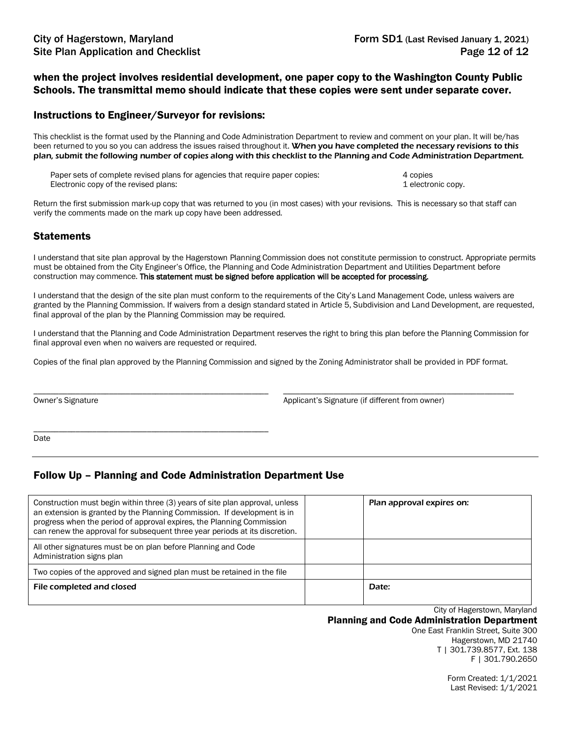**when the project involves residential development, one paper copy to the Washington County Public Schools. The transmittal memo should indicate that these copies were sent under separate cover.**

## Instructions to Engineer/Surveyor for revisions:

This checklist is the format used by the Planning and Code Administration Department to review and comment on your plan. It will be/has been returned to you so you can address the issues raised throughout it. ***When you have completed the necessary revisions to this plan, submit the following number of copies along with this checklist to the Planning and Code Administration Department.***

| | |
|---|---|
| Paper sets of complete revised plans for agencies that require paper copies: | 4 copies |
| Electronic copy of the revised plans: | 1 electronic copy. |

Return the first submission mark-up copy that was returned to you (in most cases) with your revisions. This is necessary so that staff can verify the comments made on the mark up copy have been addressed.

## Statements

I understand that site plan approval by the Hagerstown Planning Commission does not constitute permission to construct. Appropriate permits must be obtained from the City Engineer's Office, the Planning and Code Administration Department and Utilities Department before construction may commence. This statement must be signed before application will be accepted for processing.

I understand that the design of the site plan must conform to the requirements of the City's Land Management Code, unless waivers are granted by the Planning Commission. If waivers from a design standard stated in Article 5, Subdivision and Land Development, are requested, final approval of the plan by the Planning Commission may be required.

I understand that the Planning and Code Administration Department reserves the right to bring this plan before the Planning Commission for final approval even when no waivers are requested or required.

Copies of the final plan approved by the Planning Commission and signed by the Zoning Administrator shall be provided in PDF format.

\_\_\_\_\_\_\_\_\_\_\_\_\_\_\_\_\_\_\_\_\_\_\_\_\_\_\_\_\_\_\_\_\_\_\_\_\_\_\_\_
Owner's Signature

\_\_\_\_\_\_\_\_\_\_\_\_\_\_\_\_\_\_\_\_\_\_\_\_\_\_\_\_\_\_\_\_\_\_\_\_\_\_\_\_
Applicant's Signature (if different from owner)

\_\_\_\_\_\_\_\_\_\_\_\_\_\_\_\_\_\_\_\_\_\_\_\_\_\_\_\_\_\_\_\_\_\_\_\_\_\_\_\_
Date

## Follow Up – Planning and Code Administration Department Use

| | | |
|---|---|---|
| Construction must begin within three (3) years of site plan approval, unless an extension is granted by the Planning Commission. If development is in progress when the period of approval expires, the Planning Commission can renew the approval for subsequent three year periods at its discretion. | | Plan approval expires on: |
| All other signatures must be on plan before Planning and Code Administration signs plan | | |
| Two copies of the approved and signed plan must be retained in the file | | |
| File completed and closed | | Date: |

City of Hagerstown, Maryland
**Planning and Code Administration Department**
One East Franklin Street, Suite 300
Hagerstown, MD 21740
T | 301.739.8577, Ext. 138
F | 301.790.2650

Form Created: 1/1/2021
Last Revised: 1/1/2021